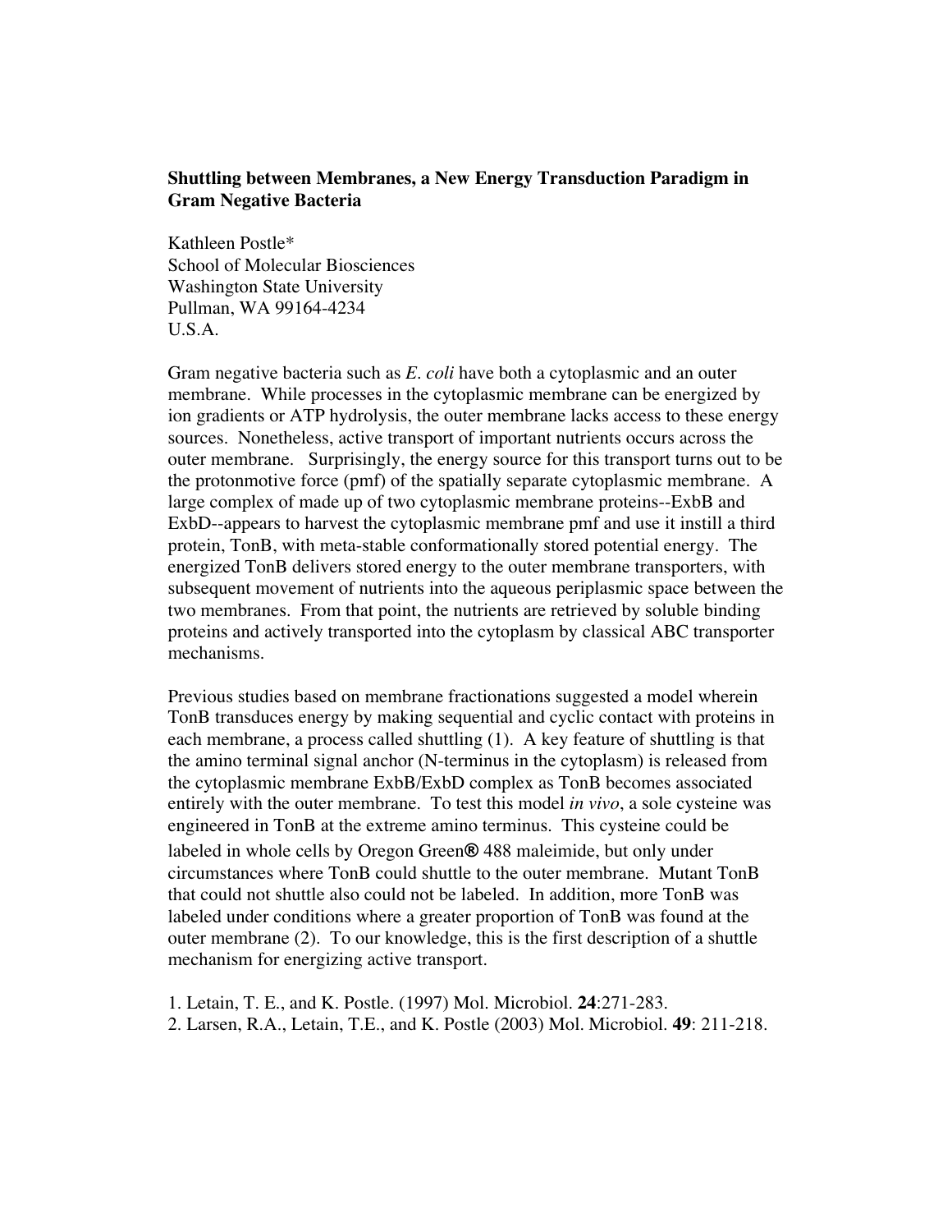**Shuttling between Membranes, a New Energy Transduction Paradigm in Gram Negative Bacteria**

Kathleen Postle*
School of Molecular Biosciences
Washington State University
Pullman, WA 99164-4234
U.S.A.

Gram negative bacteria such as *E. coli* have both a cytoplasmic and an outer membrane. While processes in the cytoplasmic membrane can be energized by ion gradients or ATP hydrolysis, the outer membrane lacks access to these energy sources. Nonetheless, active transport of important nutrients occurs across the outer membrane. Surprisingly, the energy source for this transport turns out to be the protonmotive force (pmf) of the spatially separate cytoplasmic membrane. A large complex of made up of two cytoplasmic membrane proteins--ExbB and ExbD--appears to harvest the cytoplasmic membrane pmf and use it instill a third protein, TonB, with meta-stable conformationally stored potential energy. The energized TonB delivers stored energy to the outer membrane transporters, with subsequent movement of nutrients into the aqueous periplasmic space between the two membranes. From that point, the nutrients are retrieved by soluble binding proteins and actively transported into the cytoplasm by classical ABC transporter mechanisms.

Previous studies based on membrane fractionations suggested a model wherein TonB transduces energy by making sequential and cyclic contact with proteins in each membrane, a process called shuttling (1). A key feature of shuttling is that the amino terminal signal anchor (N-terminus in the cytoplasm) is released from the cytoplasmic membrane ExbB/ExbD complex as TonB becomes associated entirely with the outer membrane. To test this model *in vivo*, a sole cysteine was engineered in TonB at the extreme amino terminus. This cysteine could be labeled in whole cells by Oregon Green® 488 maleimide, but only under circumstances where TonB could shuttle to the outer membrane. Mutant TonB that could not shuttle also could not be labeled. In addition, more TonB was labeled under conditions where a greater proportion of TonB was found at the outer membrane (2). To our knowledge, this is the first description of a shuttle mechanism for energizing active transport.

1. Letain, T. E., and K. Postle. (1997) Mol. Microbiol. **24**:271-283.
2. Larsen, R.A., Letain, T.E., and K. Postle (2003) Mol. Microbiol. **49**: 211-218.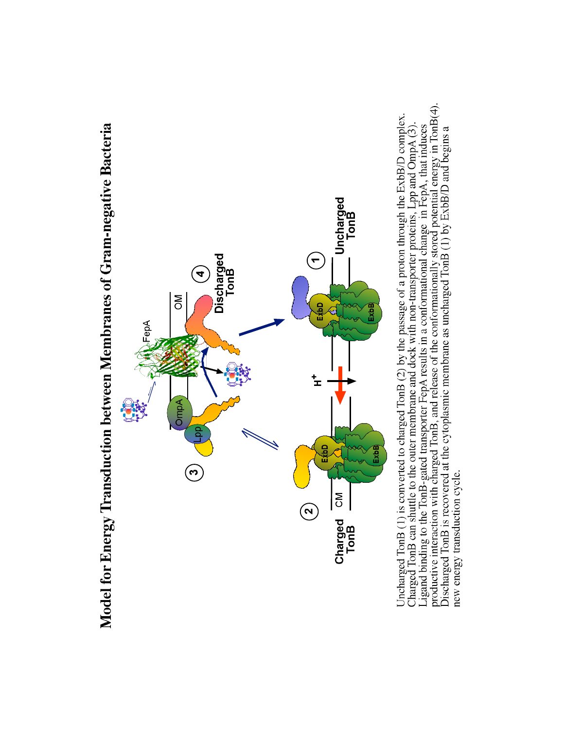# Model for Energy Transduction between Membranes of Gram-negative Bacteria

3

Lpp

OmpA

FepA

OM

4

Discharged TonB

2

CM

Charged TonB

$H^+$

ExbD

ExbB

1

Uncharged TonB

Uncharged TonB (1) is converted to charged TonB (2) by the passage of a proton through the ExbB/D complex. Charged TonB can shuttle to the outer membrane and dock with non-transporter proteins, Lpp and OmpA (3). Ligand binding to the TonB-gated transporter FepA results in a conformational change in FepA, that induces productive interaction with charged TonB, and release of the conformationally stored potential energy in TonB(4). Discharged TonB is recovered at the cytoplasmic membrane as uncharged TonB (1) by ExbB/D and begins a new energy transduction cycle.